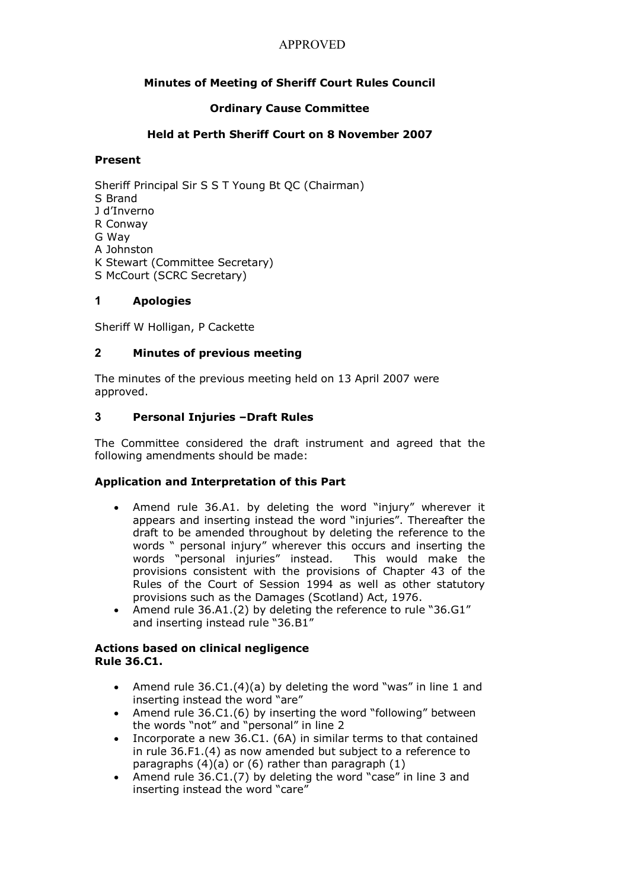APPROVED

**Minutes of Meeting of Sheriff Court Rules Council**

**Ordinary Cause Committee**

**Held at Perth Sheriff Court on 8 November 2007**

**Present**

Sheriff Principal Sir S S T Young Bt QC (Chairman)
S Brand
J d'Inverno
R Conway
G Way
A Johnston
K Stewart (Committee Secretary)
S McCourt (SCRC Secretary)

## 1 Apologies

Sheriff W Holligan, P Cackette

## 2 Minutes of previous meeting

The minutes of the previous meeting held on 13 April 2007 were approved.

## 3 Personal Injuries –Draft Rules

The Committee considered the draft instrument and agreed that the following amendments should be made:

**Application and Interpretation of this Part**

- Amend rule 36.A1. by deleting the word "injury" wherever it appears and inserting instead the word "injuries". Thereafter the draft to be amended throughout by deleting the reference to the words " personal injury" wherever this occurs and inserting the words "personal injuries" instead. This would make the provisions consistent with the provisions of Chapter 43 of the Rules of the Court of Session 1994 as well as other statutory provisions such as the Damages (Scotland) Act, 1976.
- Amend rule 36.A1.(2) by deleting the reference to rule "36.G1" and inserting instead rule "36.B1"

**Actions based on clinical negligence**
**Rule 36.C1.**

- Amend rule 36.C1.(4)(a) by deleting the word "was" in line 1 and inserting instead the word "are"
- Amend rule 36.C1.(6) by inserting the word "following" between the words "not" and "personal" in line 2
- Incorporate a new 36.C1. (6A) in similar terms to that contained in rule 36.F1.(4) as now amended but subject to a reference to paragraphs (4)(a) or (6) rather than paragraph (1)
- Amend rule 36.C1.(7) by deleting the word "case" in line 3 and inserting instead the word "care"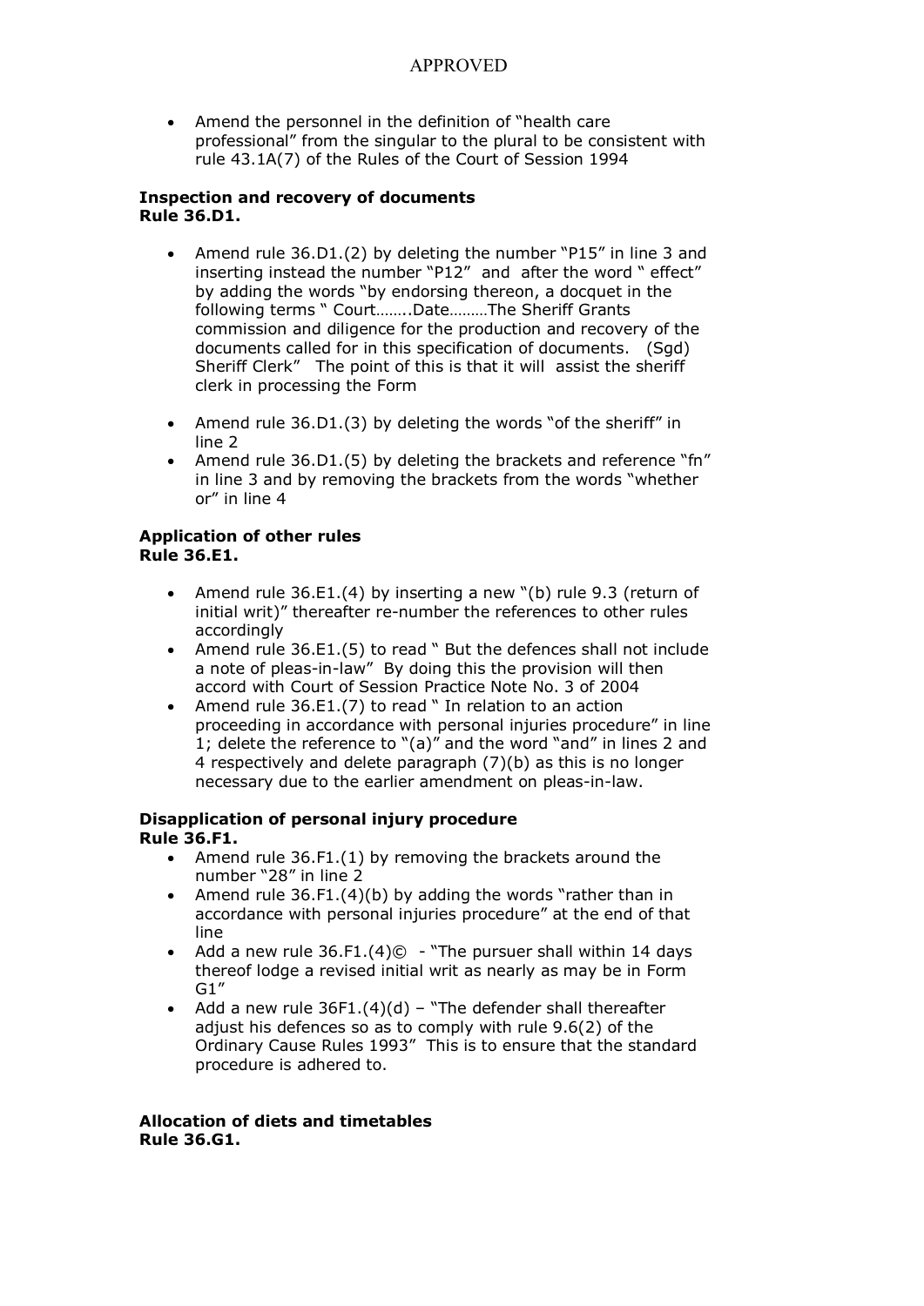APPROVED

- Amend the personnel in the definition of "health care professional" from the singular to the plural to be consistent with rule 43.1A(7) of the Rules of the Court of Session 1994

**Inspection and recovery of documents**
**Rule 36.D1.**

- Amend rule 36.D1.(2) by deleting the number "P15" in line 3 and inserting instead the number "P12" and after the word " effect" by adding the words "by endorsing thereon, a docquet in the following terms " Court……..Date………The Sheriff Grants commission and diligence for the production and recovery of the documents called for in this specification of documents. (Sgd) Sheriff Clerk" The point of this is that it will assist the sheriff clerk in processing the Form

- Amend rule 36.D1.(3) by deleting the words "of the sheriff" in line 2
- Amend rule 36.D1.(5) by deleting the brackets and reference "fn" in line 3 and by removing the brackets from the words "whether or" in line 4

**Application of other rules**
**Rule 36.E1.**

- Amend rule 36.E1.(4) by inserting a new "(b) rule 9.3 (return of initial writ)" thereafter re-number the references to other rules accordingly
- Amend rule 36.E1.(5) to read " But the defences shall not include a note of pleas-in-law" By doing this the provision will then accord with Court of Session Practice Note No. 3 of 2004
- Amend rule 36.E1.(7) to read " In relation to an action proceeding in accordance with personal injuries procedure" in line 1; delete the reference to "(a)" and the word "and" in lines 2 and 4 respectively and delete paragraph (7)(b) as this is no longer necessary due to the earlier amendment on pleas-in-law.

**Disapplication of personal injury procedure**
**Rule 36.F1.**

- Amend rule 36.F1.(1) by removing the brackets around the number "28" in line 2
- Amend rule 36.F1.(4)(b) by adding the words "rather than in accordance with personal injuries procedure" at the end of that line
- Add a new rule 36.F1.(4)© - "The pursuer shall within 14 days thereof lodge a revised initial writ as nearly as may be in Form G1"
- Add a new rule 36F1.(4)(d) – "The defender shall thereafter adjust his defences so as to comply with rule 9.6(2) of the Ordinary Cause Rules 1993" This is to ensure that the standard procedure is adhered to.

**Allocation of diets and timetables**
**Rule 36.G1.**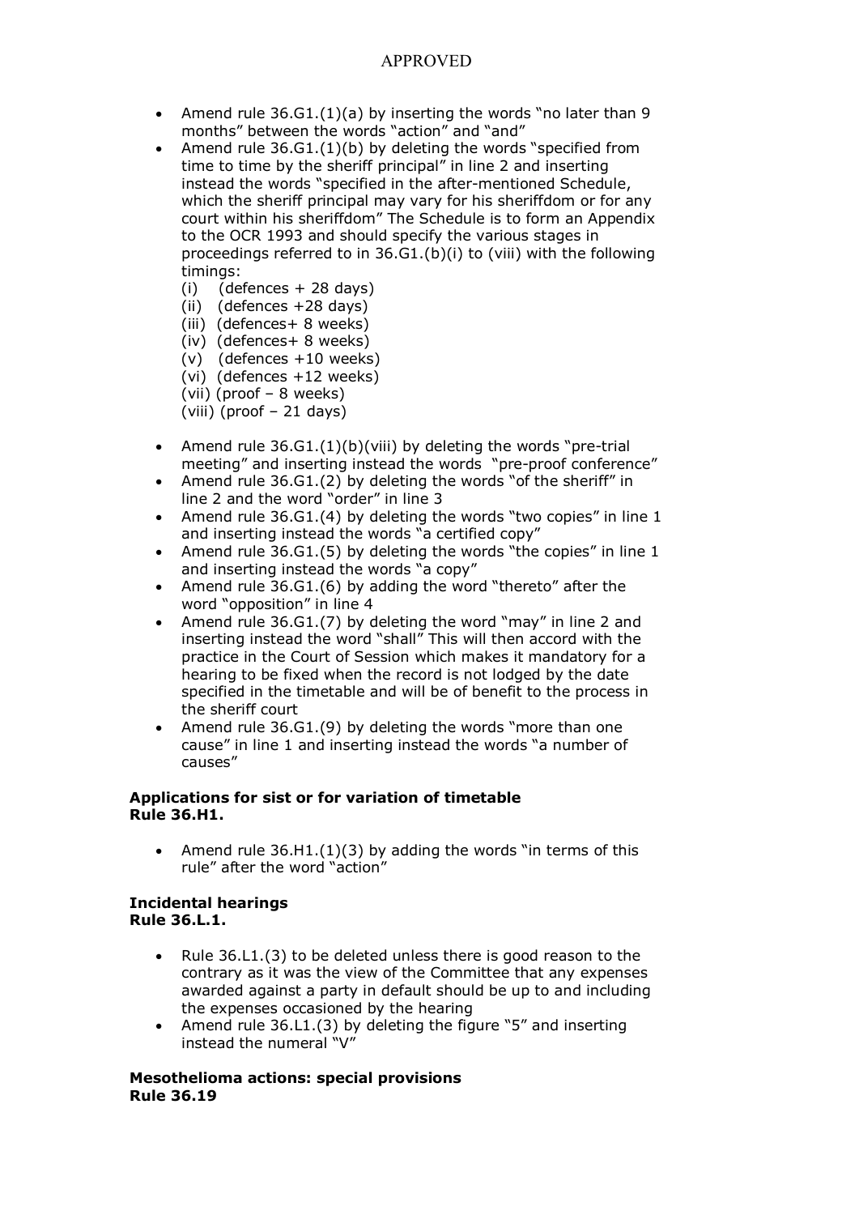APPROVED

- Amend rule 36.G1.(1)(a) by inserting the words "no later than 9 months" between the words "action" and "and"
- Amend rule 36.G1.(1)(b) by deleting the words "specified from time to time by the sheriff principal" in line 2 and inserting instead the words "specified in the after-mentioned Schedule, which the sheriff principal may vary for his sheriffdom or for any court within his sheriffdom" The Schedule is to form an Appendix to the OCR 1993 and should specify the various stages in proceedings referred to in 36.G1.(b)(i) to (viii) with the following timings:
  - (i) (defences + 28 days)
  - (ii) (defences +28 days)
  - (iii) (defences+ 8 weeks)
  - (iv) (defences+ 8 weeks)
  - (v) (defences +10 weeks)
  - (vi) (defences +12 weeks)
  - (vii) (proof – 8 weeks)
  - (viii) (proof – 21 days)
- Amend rule 36.G1.(1)(b)(viii) by deleting the words "pre-trial meeting" and inserting instead the words "pre-proof conference"
- Amend rule 36.G1.(2) by deleting the words "of the sheriff" in line 2 and the word "order" in line 3
- Amend rule 36.G1.(4) by deleting the words "two copies" in line 1 and inserting instead the words "a certified copy"
- Amend rule 36.G1.(5) by deleting the words "the copies" in line 1 and inserting instead the words "a copy"
- Amend rule 36.G1.(6) by adding the word "thereto" after the word "opposition" in line 4
- Amend rule 36.G1.(7) by deleting the word "may" in line 2 and inserting instead the word "shall" This will then accord with the practice in the Court of Session which makes it mandatory for a hearing to be fixed when the record is not lodged by the date specified in the timetable and will be of benefit to the process in the sheriff court
- Amend rule 36.G1.(9) by deleting the words "more than one cause" in line 1 and inserting instead the words "a number of causes"

**Applications for sist or for variation of timetable**
**Rule 36.H1.**

- Amend rule 36.H1.(1)(3) by adding the words "in terms of this rule" after the word "action"

**Incidental hearings**
**Rule 36.L.1.**

- Rule 36.L1.(3) to be deleted unless there is good reason to the contrary as it was the view of the Committee that any expenses awarded against a party in default should be up to and including the expenses occasioned by the hearing
- Amend rule 36.L1.(3) by deleting the figure "5" and inserting instead the numeral "V"

**Mesothelioma actions: special provisions**
**Rule 36.19**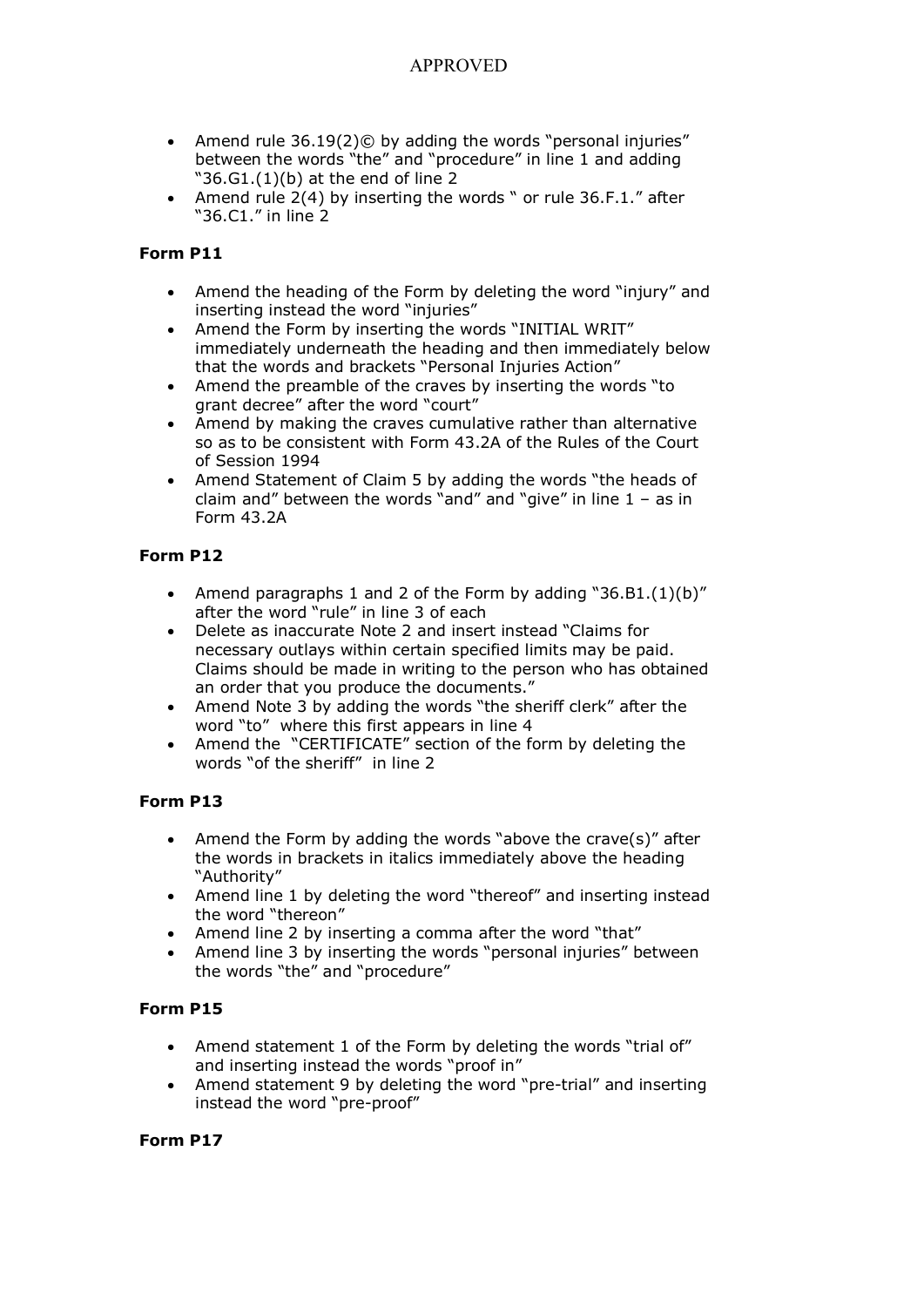- Amend rule 36.19(2)© by adding the words "personal injuries" between the words "the" and "procedure" in line 1 and adding "36.G1.(1)(b) at the end of line 2
- Amend rule 2(4) by inserting the words " or rule 36.F.1." after "36.C1." in line 2

**Form P11**

- Amend the heading of the Form by deleting the word "injury" and inserting instead the word "injuries"
- Amend the Form by inserting the words "INITIAL WRIT" immediately underneath the heading and then immediately below that the words and brackets "Personal Injuries Action"
- Amend the preamble of the craves by inserting the words "to grant decree" after the word "court"
- Amend by making the craves cumulative rather than alternative so as to be consistent with Form 43.2A of the Rules of the Court of Session 1994
- Amend Statement of Claim 5 by adding the words "the heads of claim and" between the words "and" and "give" in line 1 – as in Form 43.2A

**Form P12**

- Amend paragraphs 1 and 2 of the Form by adding "36.B1.(1)(b)" after the word "rule" in line 3 of each
- Delete as inaccurate Note 2 and insert instead "Claims for necessary outlays within certain specified limits may be paid. Claims should be made in writing to the person who has obtained an order that you produce the documents."
- Amend Note 3 by adding the words "the sheriff clerk" after the word "to" where this first appears in line 4
- Amend the "CERTIFICATE" section of the form by deleting the words "of the sheriff" in line 2

**Form P13**

- Amend the Form by adding the words "above the crave(s)" after the words in brackets in italics immediately above the heading "Authority"
- Amend line 1 by deleting the word "thereof" and inserting instead the word "thereon"
- Amend line 2 by inserting a comma after the word "that"
- Amend line 3 by inserting the words "personal injuries" between the words "the" and "procedure"

**Form P15**

- Amend statement 1 of the Form by deleting the words "trial of" and inserting instead the words "proof in"
- Amend statement 9 by deleting the word "pre-trial" and inserting instead the word "pre-proof"

**Form P17**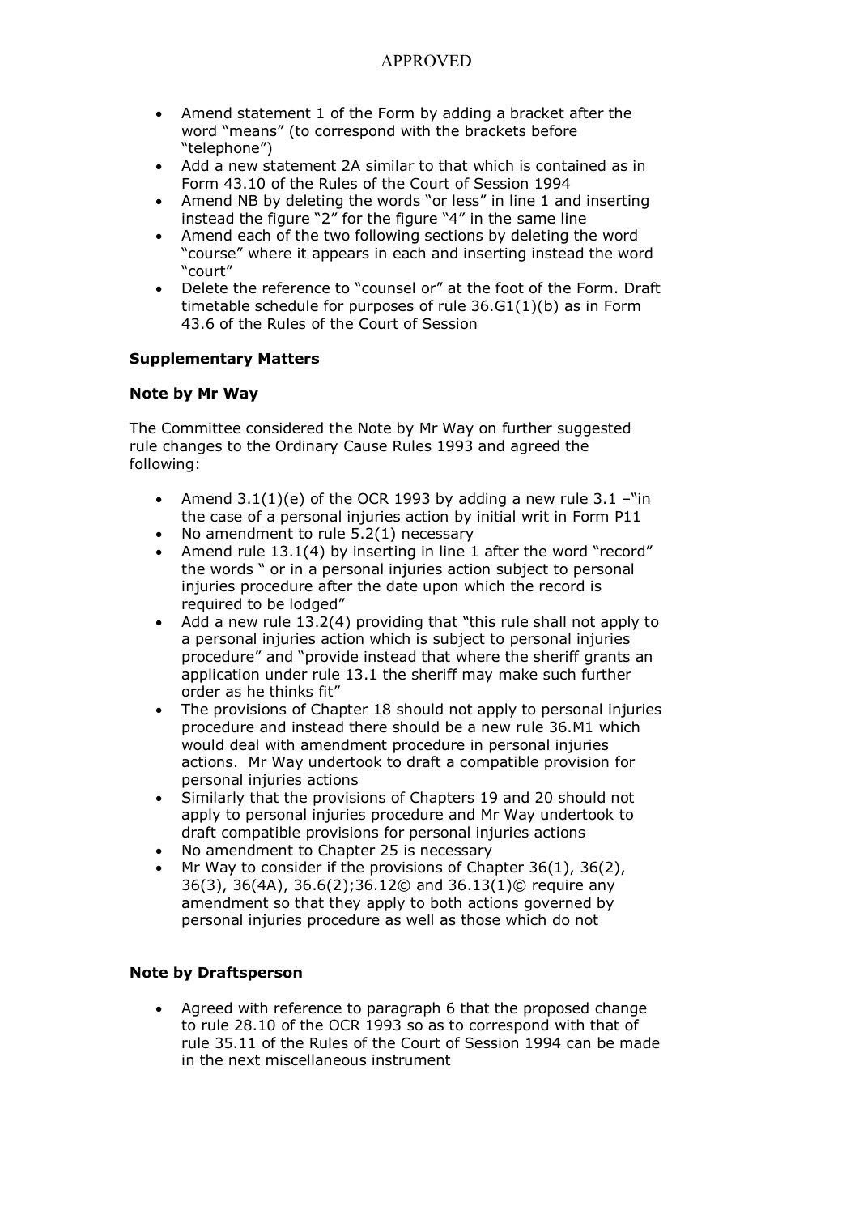APPROVED

- Amend statement 1 of the Form by adding a bracket after the word "means" (to correspond with the brackets before "telephone")
- Add a new statement 2A similar to that which is contained as in Form 43.10 of the Rules of the Court of Session 1994
- Amend NB by deleting the words "or less" in line 1 and inserting instead the figure "2" for the figure "4" in the same line
- Amend each of the two following sections by deleting the word "course" where it appears in each and inserting instead the word "court"
- Delete the reference to "counsel or" at the foot of the Form. Draft timetable schedule for purposes of rule 36.G1(1)(b) as in Form 43.6 of the Rules of the Court of Session

**Supplementary Matters**

**Note by Mr Way**

The Committee considered the Note by Mr Way on further suggested rule changes to the Ordinary Cause Rules 1993 and agreed the following:

- Amend 3.1(1)(e) of the OCR 1993 by adding a new rule 3.1 –"in the case of a personal injuries action by initial writ in Form P11
- No amendment to rule 5.2(1) necessary
- Amend rule 13.1(4) by inserting in line 1 after the word "record" the words " or in a personal injuries action subject to personal injuries procedure after the date upon which the record is required to be lodged"
- Add a new rule 13.2(4) providing that "this rule shall not apply to a personal injuries action which is subject to personal injuries procedure" and "provide instead that where the sheriff grants an application under rule 13.1 the sheriff may make such further order as he thinks fit"
- The provisions of Chapter 18 should not apply to personal injuries procedure and instead there should be a new rule 36.M1 which would deal with amendment procedure in personal injuries actions. Mr Way undertook to draft a compatible provision for personal injuries actions
- Similarly that the provisions of Chapters 19 and 20 should not apply to personal injuries procedure and Mr Way undertook to draft compatible provisions for personal injuries actions
- No amendment to Chapter 25 is necessary
- Mr Way to consider if the provisions of Chapter 36(1), 36(2), 36(3), 36(4A), 36.6(2);36.12© and 36.13(1)© require any amendment so that they apply to both actions governed by personal injuries procedure as well as those which do not

**Note by Draftsperson**

- Agreed with reference to paragraph 6 that the proposed change to rule 28.10 of the OCR 1993 so as to correspond with that of rule 35.11 of the Rules of the Court of Session 1994 can be made in the next miscellaneous instrument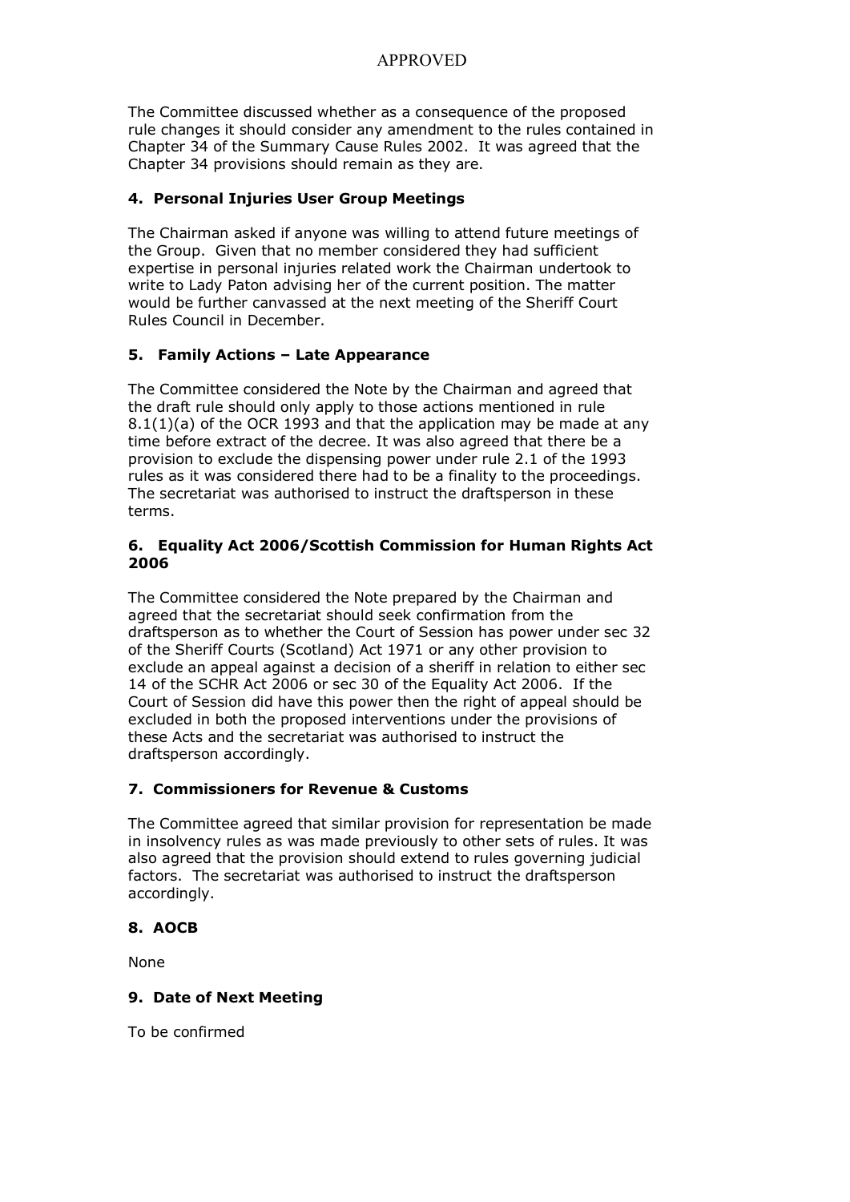The Committee discussed whether as a consequence of the proposed rule changes it should consider any amendment to the rules contained in Chapter 34 of the Summary Cause Rules 2002. It was agreed that the Chapter 34 provisions should remain as they are.

### 4. Personal Injuries User Group Meetings

The Chairman asked if anyone was willing to attend future meetings of the Group. Given that no member considered they had sufficient expertise in personal injuries related work the Chairman undertook to write to Lady Paton advising her of the current position. The matter would be further canvassed at the next meeting of the Sheriff Court Rules Council in December.

### 5. Family Actions – Late Appearance

The Committee considered the Note by the Chairman and agreed that the draft rule should only apply to those actions mentioned in rule 8.1(1)(a) of the OCR 1993 and that the application may be made at any time before extract of the decree. It was also agreed that there be a provision to exclude the dispensing power under rule 2.1 of the 1993 rules as it was considered there had to be a finality to the proceedings. The secretariat was authorised to instruct the draftsperson in these terms.

### 6. Equality Act 2006/Scottish Commission for Human Rights Act 2006

The Committee considered the Note prepared by the Chairman and agreed that the secretariat should seek confirmation from the draftsperson as to whether the Court of Session has power under sec 32 of the Sheriff Courts (Scotland) Act 1971 or any other provision to exclude an appeal against a decision of a sheriff in relation to either sec 14 of the SCHR Act 2006 or sec 30 of the Equality Act 2006. If the Court of Session did have this power then the right of appeal should be excluded in both the proposed interventions under the provisions of these Acts and the secretariat was authorised to instruct the draftsperson accordingly.

### 7. Commissioners for Revenue & Customs

The Committee agreed that similar provision for representation be made in insolvency rules as was made previously to other sets of rules. It was also agreed that the provision should extend to rules governing judicial factors. The secretariat was authorised to instruct the draftsperson accordingly.

### 8. AOCB

None

### 9. Date of Next Meeting

To be confirmed